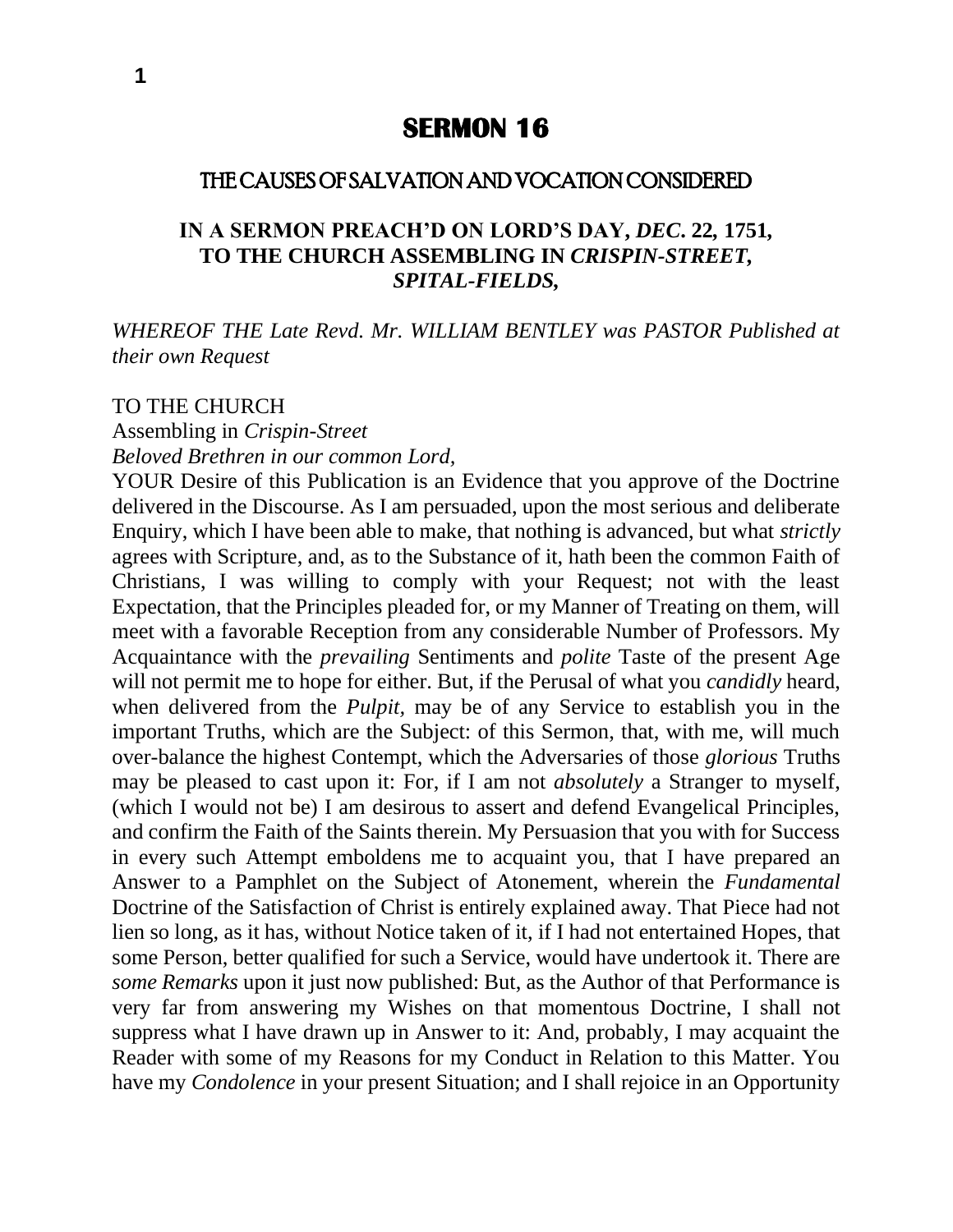# SERMON 16

## THE CAUSES OF SALVATION AND VOCATION CONSIDERED

### IN A SERMON PREACH'D ON LORD'S DAY, *DEC.* 22, 1751, TO THE CHURCH ASSEMBLING IN *CRISPIN-STREET, SPITAL-FIELDS,*

*WHEREOF THE Late Revd. Mr. WILLIAM BENTLEY was PASTOR Published at their own Request*

TO THE CHURCH
Assembling in *Crispin-Street*
*Beloved Brethren in our common Lord,*

YOUR Desire of this Publication is an Evidence that you approve of the Doctrine delivered in the Discourse. As I am persuaded, upon the most serious and deliberate Enquiry, which I have been able to make, that nothing is advanced, but what *strictly* agrees with Scripture, and, as to the Substance of it, hath been the common Faith of Christians, I was willing to comply with your Request; not with the least Expectation, that the Principles pleaded for, or my Manner of Treating on them, will meet with a favorable Reception from any considerable Number of Professors. My Acquaintance with the *prevailing* Sentiments and *polite* Taste of the present Age will not permit me to hope for either. But, if the Perusal of what you *candidly* heard, when delivered from the *Pulpit*, may be of any Service to establish you in the important Truths, which are the Subject: of this Sermon, that, with me, will much over-balance the highest Contempt, which the Adversaries of those *glorious* Truths may be pleased to cast upon it: For, if I am not *absolutely* a Stranger to myself, (which I would not be) I am desirous to assert and defend Evangelical Principles, and confirm the Faith of the Saints therein. My Persuasion that you with for Success in every such Attempt emboldens me to acquaint you, that I have prepared an Answer to a Pamphlet on the Subject of Atonement, wherein the *Fundamental* Doctrine of the Satisfaction of Christ is entirely explained away. That Piece had not lien so long, as it has, without Notice taken of it, if I had not entertained Hopes, that some Person, better qualified for such a Service, would have undertook it. There are *some Remarks* upon it just now published: But, as the Author of that Performance is very far from answering my Wishes on that momentous Doctrine, I shall not suppress what I have drawn up in Answer to it: And, probably, I may acquaint the Reader with some of my Reasons for my Conduct in Relation to this Matter. You have my *Condolence* in your present Situation; and I shall rejoice in an Opportunity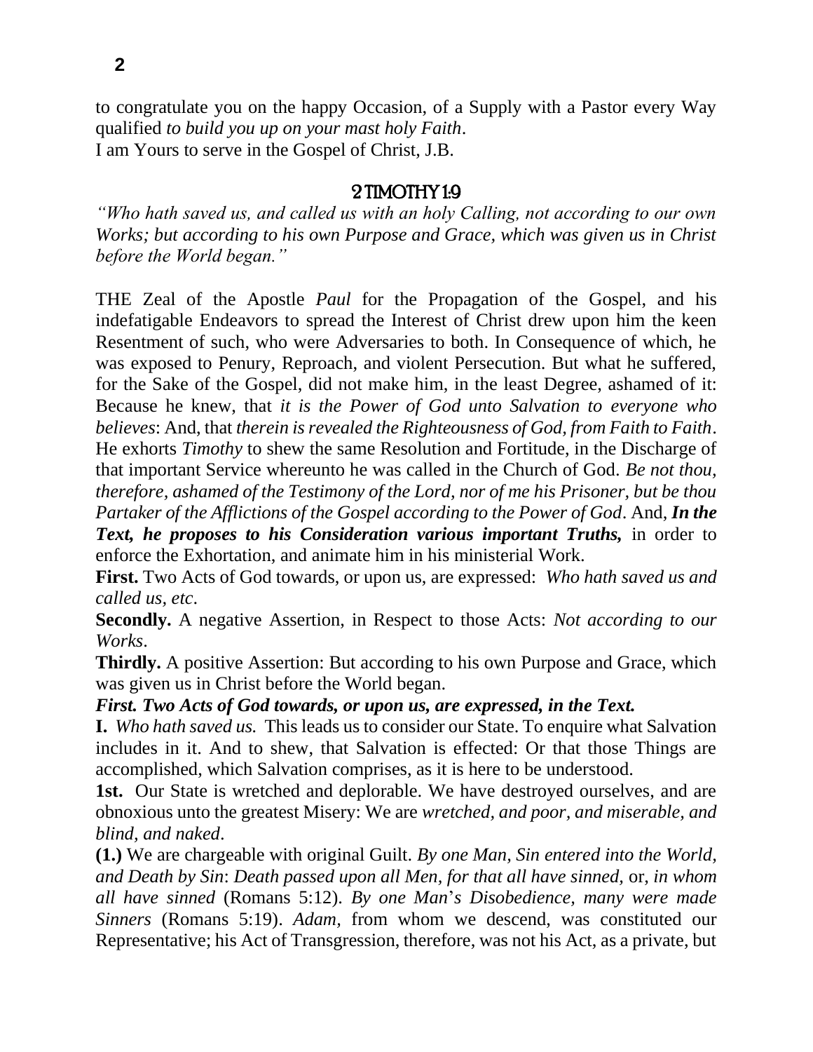to congratulate you on the happy Occasion, of a Supply with a Pastor every Way qualified *to build you up on your mast holy Faith*.
I am Yours to serve in the Gospel of Christ, J.B.

## 2 TIMOTHY 1:9

*"Who hath saved us, and called us with an holy Calling, not according to our own Works; but according to his own Purpose and Grace, which was given us in Christ before the World began."*

THE Zeal of the Apostle *Paul* for the Propagation of the Gospel, and his indefatigable Endeavors to spread the Interest of Christ drew upon him the keen Resentment of such, who were Adversaries to both. In Consequence of which, he was exposed to Penury, Reproach, and violent Persecution. But what he suffered, for the Sake of the Gospel, did not make him, in the least Degree, ashamed of it: Because he knew, that *it is the Power of God unto Salvation to everyone who believes*: And, that *therein is revealed the Righteousness of God, from Faith to Faith*. He exhorts *Timothy* to shew the same Resolution and Fortitude, in the Discharge of that important Service whereunto he was called in the Church of God. *Be not thou, therefore, ashamed of the Testimony of the Lord, nor of me his Prisoner, but be thou Partaker of the Afflictions of the Gospel according to the Power of God*. And, ***In the Text, he proposes to his Consideration various important Truths,*** in order to enforce the Exhortation, and animate him in his ministerial Work.

**First.** Two Acts of God towards, or upon us, are expressed: *Who hath saved us and called us, etc*.

**Secondly.** A negative Assertion, in Respect to those Acts: *Not according to our Works*.

**Thirdly.** A positive Assertion: But according to his own Purpose and Grace, which was given us in Christ before the World began.

***First. Two Acts of God towards, or upon us, are expressed, in the Text.***

**I.** *Who hath saved us.* This leads us to consider our State. To enquire what Salvation includes in it. And to shew, that Salvation is effected: Or that those Things are accomplished, which Salvation comprises, as it is here to be understood.

**1st.** Our State is wretched and deplorable. We have destroyed ourselves, and are obnoxious unto the greatest Misery: We are *wretched, and poor, and miserable, and blind, and naked*.

**(1.)** We are chargeable with original Guilt. *By one Man, Sin entered into the World, and Death by Sin*: *Death passed upon all Men, for that all have sinned,* or, *in whom all have sinned* (Romans 5:12). *By one Man*'*s Disobedience, many were made Sinners* (Romans 5:19). *Adam,* from whom we descend, was constituted our Representative; his Act of Transgression, therefore, was not his Act, as a private, but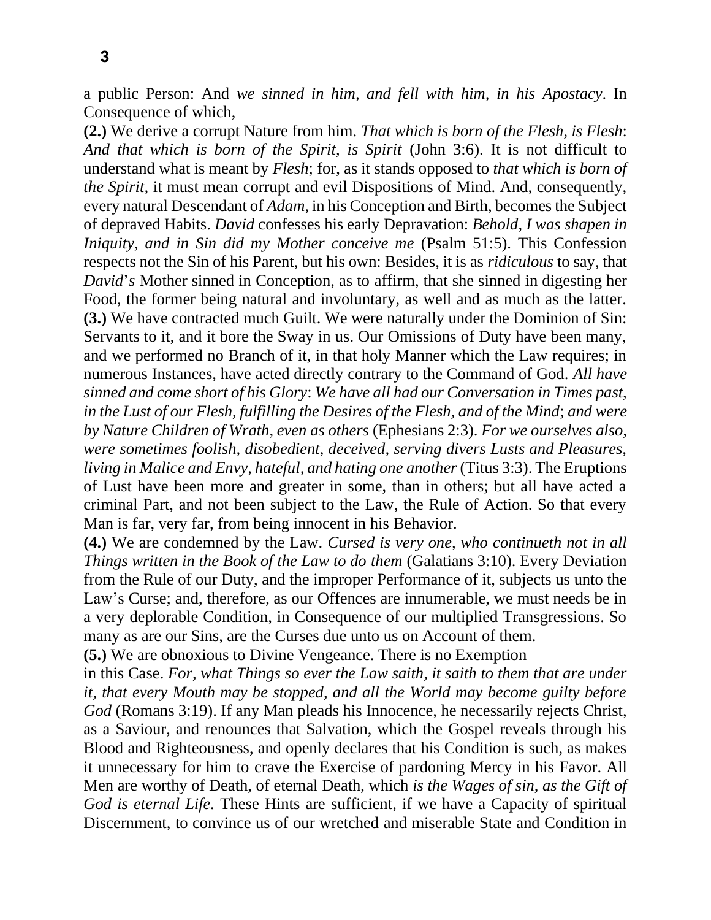a public Person: And *we sinned in him, and fell with him, in his Apostacy*. In Consequence of which,

**(2.)** We derive a corrupt Nature from him. *That which is born of the Flesh, is Flesh*: *And that which is born of the Spirit, is Spirit* (John 3:6). It is not difficult to understand what is meant by *Flesh*; for, as it stands opposed to *that which is born of the Spirit,* it must mean corrupt and evil Dispositions of Mind. And, consequently, every natural Descendant of *Adam,* in his Conception and Birth, becomes the Subject of depraved Habits. *David* confesses his early Depravation: *Behold, I was shapen in Iniquity, and in Sin did my Mother conceive me* (Psalm 51:5). This Confession respects not the Sin of his Parent, but his own: Besides, it is as *ridiculous* to say, that *David*'*s* Mother sinned in Conception, as to affirm, that she sinned in digesting her Food, the former being natural and involuntary, as well and as much as the latter.

**(3.)** We have contracted much Guilt. We were naturally under the Dominion of Sin: Servants to it, and it bore the Sway in us. Our Omissions of Duty have been many, and we performed no Branch of it, in that holy Manner which the Law requires; in numerous Instances, have acted directly contrary to the Command of God. *All have sinned and come short of his Glory*: *We have all had our Conversation in Times past, in the Lust of our Flesh, fulfilling the Desires of the Flesh, and of the Mind*; *and were by Nature Children of Wrath, even as others* (Ephesians 2:3). *For we ourselves also, were sometimes foolish, disobedient, deceived, serving divers Lusts and Pleasures, living in Malice and Envy, hateful, and hating one another* (Titus 3:3). The Eruptions of Lust have been more and greater in some, than in others; but all have acted a criminal Part, and not been subject to the Law, the Rule of Action. So that every Man is far, very far, from being innocent in his Behavior.

**(4.)** We are condemned by the Law. *Cursed is very one, who continueth not in all Things written in the Book of the Law to do them* (Galatians 3:10). Every Deviation from the Rule of our Duty, and the improper Performance of it, subjects us unto the Law's Curse; and, therefore, as our Offences are innumerable, we must needs be in a very deplorable Condition, in Consequence of our multiplied Transgressions. So many as are our Sins, are the Curses due unto us on Account of them.

**(5.)** We are obnoxious to Divine Vengeance. There is no Exemption in this Case. *For, what Things so ever the Law saith, it saith to them that are under it, that every Mouth may be stopped, and all the World may become guilty before God* (Romans 3:19). If any Man pleads his Innocence, he necessarily rejects Christ, as a Saviour, and renounces that Salvation, which the Gospel reveals through his Blood and Righteousness, and openly declares that his Condition is such, as makes it unnecessary for him to crave the Exercise of pardoning Mercy in his Favor. All Men are worthy of Death, of eternal Death, which *is the Wages of sin, as the Gift of God is eternal Life.* These Hints are sufficient, if we have a Capacity of spiritual Discernment, to convince us of our wretched and miserable State and Condition in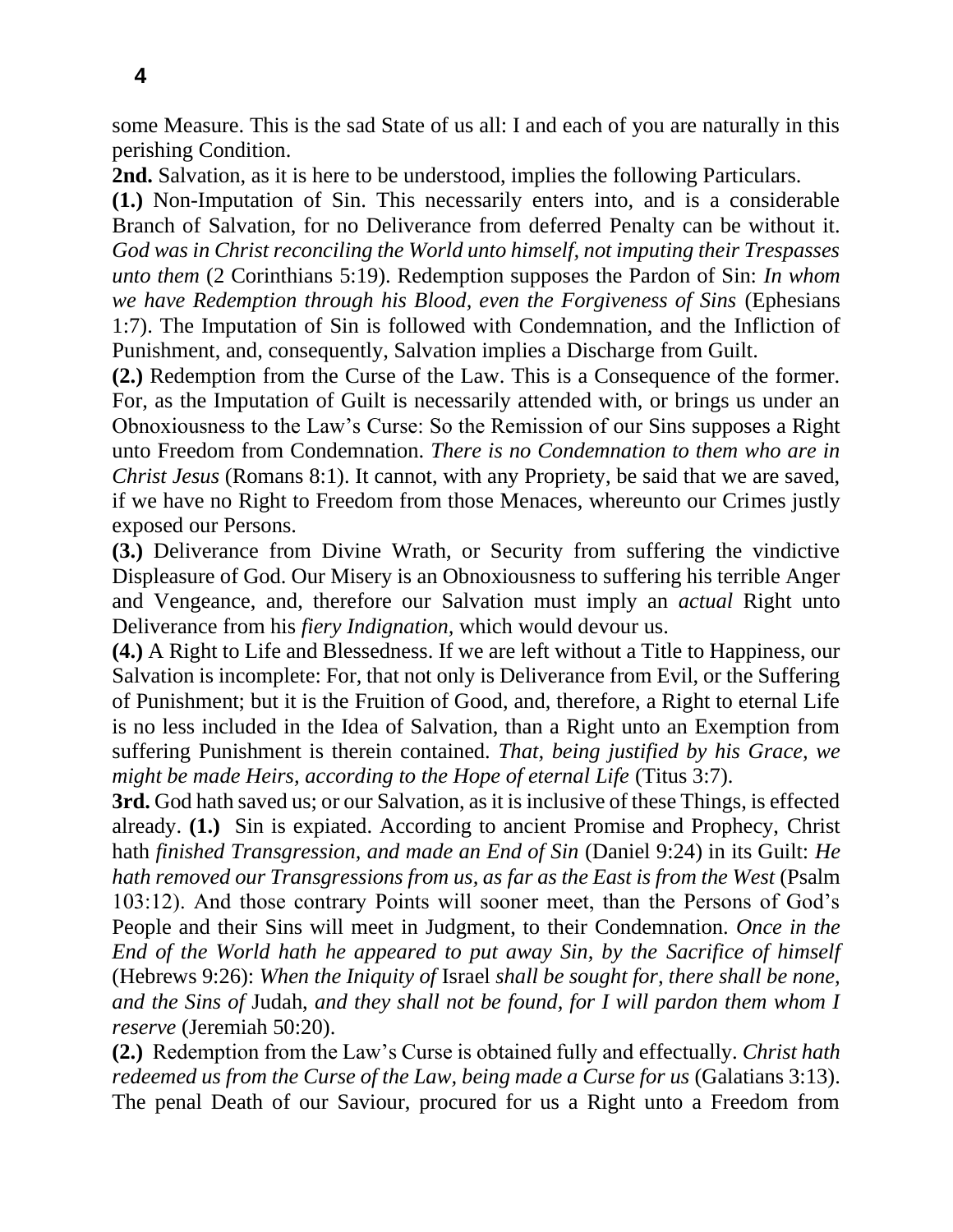some Measure. This is the sad State of us all: I and each of you are naturally in this perishing Condition.

**2nd.** Salvation, as it is here to be understood, implies the following Particulars.

**(1.)** Non-Imputation of Sin. This necessarily enters into, and is a considerable Branch of Salvation, for no Deliverance from deferred Penalty can be without it. *God was in Christ reconciling the World unto himself, not imputing their Trespasses unto them* (2 Corinthians 5:19). Redemption supposes the Pardon of Sin: *In whom we have Redemption through his Blood, even the Forgiveness of Sins* (Ephesians 1:7). The Imputation of Sin is followed with Condemnation, and the Infliction of Punishment, and, consequently, Salvation implies a Discharge from Guilt.

**(2.)** Redemption from the Curse of the Law. This is a Consequence of the former. For, as the Imputation of Guilt is necessarily attended with, or brings us under an Obnoxiousness to the Law's Curse: So the Remission of our Sins supposes a Right unto Freedom from Condemnation. *There is no Condemnation to them who are in Christ Jesus* (Romans 8:1). It cannot, with any Propriety, be said that we are saved, if we have no Right to Freedom from those Menaces, whereunto our Crimes justly exposed our Persons.

**(3.)** Deliverance from Divine Wrath, or Security from suffering the vindictive Displeasure of God. Our Misery is an Obnoxiousness to suffering his terrible Anger and Vengeance, and, therefore our Salvation must imply an *actual* Right unto Deliverance from his *fiery Indignation*, which would devour us.

**(4.)** A Right to Life and Blessedness. If we are left without a Title to Happiness, our Salvation is incomplete: For, that not only is Deliverance from Evil, or the Suffering of Punishment; but it is the Fruition of Good, and, therefore, a Right to eternal Life is no less included in the Idea of Salvation, than a Right unto an Exemption from suffering Punishment is therein contained. *That, being justified by his Grace, we might be made Heirs, according to the Hope of eternal Life* (Titus 3:7).

**3rd.** God hath saved us; or our Salvation, as it is inclusive of these Things, is effected already. **(1.)** Sin is expiated. According to ancient Promise and Prophecy, Christ hath *finished Transgression, and made an End of Sin* (Daniel 9:24) in its Guilt: *He hath removed our Transgressions from us, as far as the East is from the West* (Psalm 103:12). And those contrary Points will sooner meet, than the Persons of God's People and their Sins will meet in Judgment, to their Condemnation. *Once in the End of the World hath he appeared to put away Sin, by the Sacrifice of himself* (Hebrews 9:26): *When the Iniquity of* Israel *shall be sought for, there shall be none, and the Sins of* Judah, *and they shall not be found, for I will pardon them whom I reserve* (Jeremiah 50:20).

**(2.)** Redemption from the Law's Curse is obtained fully and effectually. *Christ hath redeemed us from the Curse of the Law, being made a Curse for us* (Galatians 3:13). The penal Death of our Saviour, procured for us a Right unto a Freedom from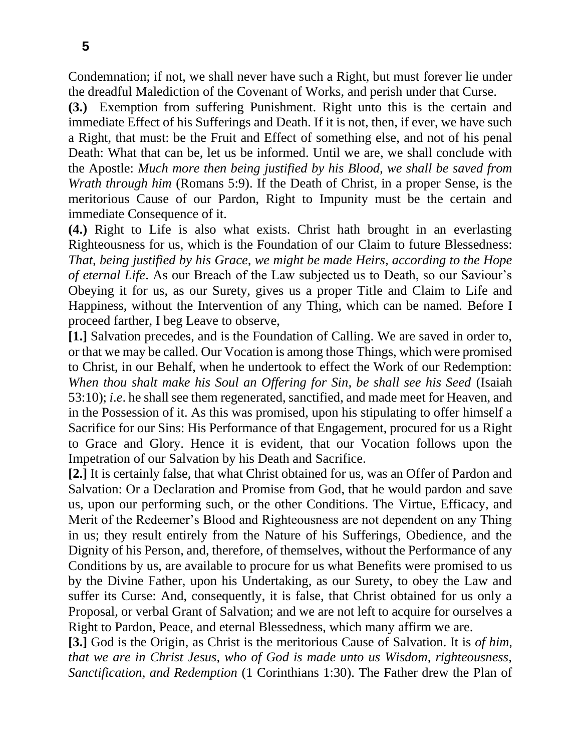Condemnation; if not, we shall never have such a Right, but must forever lie under the dreadful Malediction of the Covenant of Works, and perish under that Curse.

**(3.)** Exemption from suffering Punishment. Right unto this is the certain and immediate Effect of his Sufferings and Death. If it is not, then, if ever, we have such a Right, that must: be the Fruit and Effect of something else, and not of his penal Death: What that can be, let us be informed. Until we are, we shall conclude with the Apostle: *Much more then being justified by his Blood, we shall be saved from Wrath through him* (Romans 5:9). If the Death of Christ, in a proper Sense, is the meritorious Cause of our Pardon, Right to Impunity must be the certain and immediate Consequence of it.

**(4.)** Right to Life is also what exists. Christ hath brought in an everlasting Righteousness for us, which is the Foundation of our Claim to future Blessedness: *That, being justified by his Grace, we might be made Heirs, according to the Hope of eternal Life*. As our Breach of the Law subjected us to Death, so our Saviour's Obeying it for us, as our Surety, gives us a proper Title and Claim to Life and Happiness, without the Intervention of any Thing, which can be named. Before I proceed farther, I beg Leave to observe,

**[1.]** Salvation precedes, and is the Foundation of Calling. We are saved in order to, or that we may be called. Our Vocation is among those Things, which were promised to Christ, in our Behalf, when he undertook to effect the Work of our Redemption: *When thou shalt make his Soul an Offering for Sin, be shall see his Seed* (Isaiah 53:10); *i.e*. he shall see them regenerated, sanctified, and made meet for Heaven, and in the Possession of it. As this was promised, upon his stipulating to offer himself a Sacrifice for our Sins: His Performance of that Engagement, procured for us a Right to Grace and Glory. Hence it is evident, that our Vocation follows upon the Impetration of our Salvation by his Death and Sacrifice.

**[2.]** It is certainly false, that what Christ obtained for us, was an Offer of Pardon and Salvation: Or a Declaration and Promise from God, that he would pardon and save us, upon our performing such, or the other Conditions. The Virtue, Efficacy, and Merit of the Redeemer's Blood and Righteousness are not dependent on any Thing in us; they result entirely from the Nature of his Sufferings, Obedience, and the Dignity of his Person, and, therefore, of themselves, without the Performance of any Conditions by us, are available to procure for us what Benefits were promised to us by the Divine Father, upon his Undertaking, as our Surety, to obey the Law and suffer its Curse: And, consequently, it is false, that Christ obtained for us only a Proposal, or verbal Grant of Salvation; and we are not left to acquire for ourselves a Right to Pardon, Peace, and eternal Blessedness, which many affirm we are.

**[3.]** God is the Origin, as Christ is the meritorious Cause of Salvation. It is *of him, that we are in Christ Jesus, who of God is made unto us Wisdom, righteousness, Sanctification, and Redemption* (1 Corinthians 1:30). The Father drew the Plan of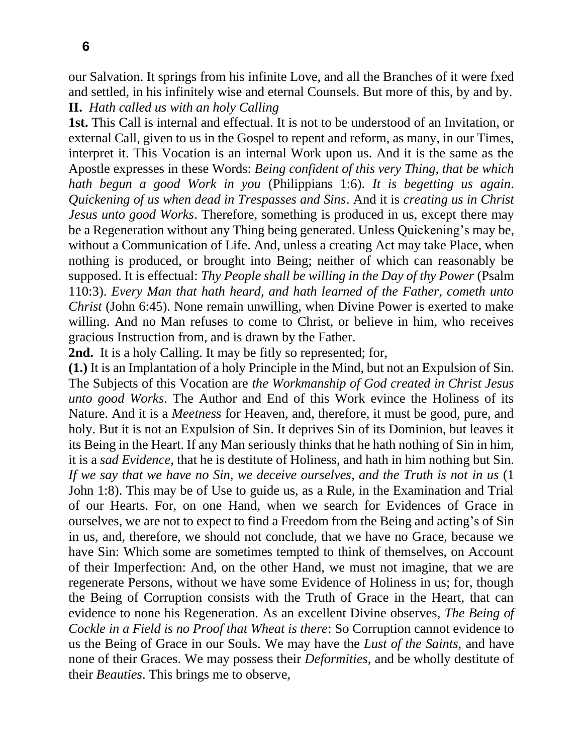our Salvation. It springs from his infinite Love, and all the Branches of it were fxed and settled, in his infinitely wise and eternal Counsels. But more of this, by and by.

**II.** *Hath called us with an holy Calling*

**1st.** This Call is internal and effectual. It is not to be understood of an Invitation, or external Call, given to us in the Gospel to repent and reform, as many, in our Times, interpret it. This Vocation is an internal Work upon us. And it is the same as the Apostle expresses in these Words: *Being confident of this very Thing, that be which hath begun a good Work in you* (Philippians 1:6). *It is begetting us again*. *Quickening of us when dead in Trespasses and Sins*. And it is *creating us in Christ Jesus unto good Works*. Therefore, something is produced in us, except there may be a Regeneration without any Thing being generated. Unless Quickening's may be, without a Communication of Life. And, unless a creating Act may take Place, when nothing is produced, or brought into Being; neither of which can reasonably be supposed. It is effectual: *Thy People shall be willing in the Day of thy Power* (Psalm 110:3). *Every Man that hath heard, and hath learned of the Father, cometh unto Christ* (John 6:45). None remain unwilling, when Divine Power is exerted to make willing. And no Man refuses to come to Christ, or believe in him, who receives gracious Instruction from, and is drawn by the Father.

**2nd.** It is a holy Calling. It may be fitly so represented; for,

**(1.)** It is an Implantation of a holy Principle in the Mind, but not an Expulsion of Sin. The Subjects of this Vocation are *the Workmanship of God created in Christ Jesus unto good Works*. The Author and End of this Work evince the Holiness of its Nature. And it is a *Meetness* for Heaven, and, therefore, it must be good, pure, and holy. But it is not an Expulsion of Sin. It deprives Sin of its Dominion, but leaves it its Being in the Heart. If any Man seriously thinks that he hath nothing of Sin in him, it is a *sad Evidence,* that he is destitute of Holiness, and hath in him nothing but Sin. *If we say that we have no Sin, we deceive ourselves, and the Truth is not in us* (1 John 1:8). This may be of Use to guide us, as a Rule, in the Examination and Trial of our Hearts. For, on one Hand, when we search for Evidences of Grace in ourselves, we are not to expect to find a Freedom from the Being and acting's of Sin in us, and, therefore, we should not conclude, that we have no Grace, because we have Sin: Which some are sometimes tempted to think of themselves, on Account of their Imperfection: And, on the other Hand, we must not imagine, that we are regenerate Persons, without we have some Evidence of Holiness in us; for, though the Being of Corruption consists with the Truth of Grace in the Heart, that can evidence to none his Regeneration. As an excellent Divine observes, *The Being of Cockle in a Field is no Proof that Wheat is there*: So Corruption cannot evidence to us the Being of Grace in our Souls. We may have the *Lust of the Saints,* and have none of their Graces. We may possess their *Deformities,* and be wholly destitute of their *Beauties*. This brings me to observe,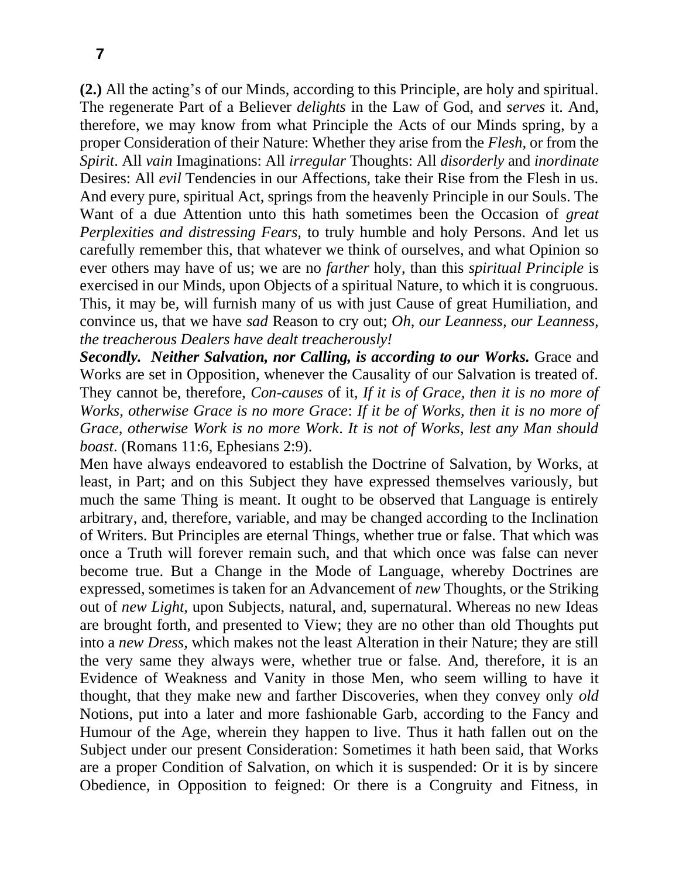**(2.)** All the acting's of our Minds, according to this Principle, are holy and spiritual. The regenerate Part of a Believer *delights* in the Law of God, and *serves* it. And, therefore, we may know from what Principle the Acts of our Minds spring, by a proper Consideration of their Nature: Whether they arise from the *Flesh*, or from the *Spirit*. All *vain* Imaginations: All *irregular* Thoughts: All *disorderly* and *inordinate* Desires: All *evil* Tendencies in our Affections, take their Rise from the Flesh in us. And every pure, spiritual Act, springs from the heavenly Principle in our Souls. The Want of a due Attention unto this hath sometimes been the Occasion of *great Perplexities and distressing Fears,* to truly humble and holy Persons. And let us carefully remember this, that whatever we think of ourselves, and what Opinion so ever others may have of us; we are no *farther* holy, than this *spiritual Principle* is exercised in our Minds, upon Objects of a spiritual Nature, to which it is congruous. This, it may be, will furnish many of us with just Cause of great Humiliation, and convince us, that we have *sad* Reason to cry out; *Oh, our Leanness, our Leanness, the treacherous Dealers have dealt treacherously!*

***Secondly. Neither Salvation, nor Calling, is according to our Works.*** Grace and Works are set in Opposition, whenever the Causality of our Salvation is treated of. They cannot be, therefore, *Con-causes* of it, *If it is of Grace, then it is no more of Works, otherwise Grace is no more Grace*: *If it be of Works, then it is no more of Grace, otherwise Work is no more Work*. *It is not of Works, lest any Man should boast*. (Romans 11:6, Ephesians 2:9).

Men have always endeavored to establish the Doctrine of Salvation, by Works, at least, in Part; and on this Subject they have expressed themselves variously, but much the same Thing is meant. It ought to be observed that Language is entirely arbitrary, and, therefore, variable, and may be changed according to the Inclination of Writers. But Principles are eternal Things, whether true or false. That which was once a Truth will forever remain such, and that which once was false can never become true. But a Change in the Mode of Language, whereby Doctrines are expressed, sometimes is taken for an Advancement of *new* Thoughts, or the Striking out of *new Light,* upon Subjects, natural, and, supernatural. Whereas no new Ideas are brought forth, and presented to View; they are no other than old Thoughts put into a *new Dress,* which makes not the least Alteration in their Nature; they are still the very same they always were, whether true or false. And, therefore, it is an Evidence of Weakness and Vanity in those Men, who seem willing to have it thought, that they make new and farther Discoveries, when they convey only *old* Notions, put into a later and more fashionable Garb, according to the Fancy and Humour of the Age, wherein they happen to live. Thus it hath fallen out on the Subject under our present Consideration: Sometimes it hath been said, that Works are a proper Condition of Salvation, on which it is suspended: Or it is by sincere Obedience, in Opposition to feigned: Or there is a Congruity and Fitness, in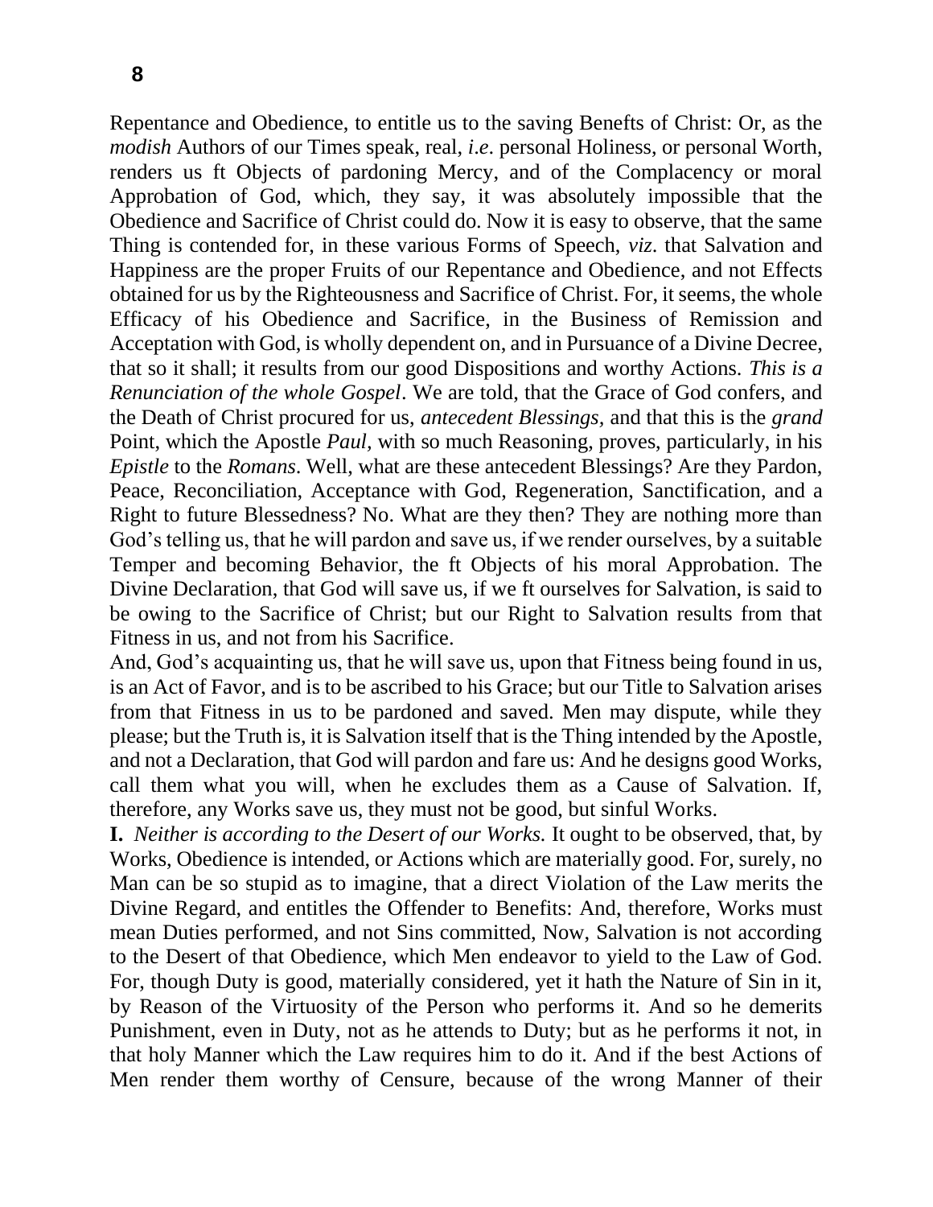Repentance and Obedience, to entitle us to the saving Benefits of Christ: Or, as the *modish* Authors of our Times speak, real, *i.e.* personal Holiness, or personal Worth, renders us ft Objects of pardoning Mercy, and of the Complacency or moral Approbation of God, which, they say, it was absolutely impossible that the Obedience and Sacrifice of Christ could do. Now it is easy to observe, that the same Thing is contended for, in these various Forms of Speech, *viz.* that Salvation and Happiness are the proper Fruits of our Repentance and Obedience, and not Effects obtained for us by the Righteousness and Sacrifice of Christ. For, it seems, the whole Efficacy of his Obedience and Sacrifice, in the Business of Remission and Acceptation with God, is wholly dependent on, and in Pursuance of a Divine Decree, that so it shall; it results from our good Dispositions and worthy Actions. *This is a Renunciation of the whole Gospel*. We are told, that the Grace of God confers, and the Death of Christ procured for us, *antecedent Blessings,* and that this is the *grand* Point, which the Apostle *Paul,* with so much Reasoning, proves, particularly, in his *Epistle* to the *Romans*. Well, what are these antecedent Blessings? Are they Pardon, Peace, Reconciliation, Acceptance with God, Regeneration, Sanctification, and a Right to future Blessedness? No. What are they then? They are nothing more than God's telling us, that he will pardon and save us, if we render ourselves, by a suitable Temper and becoming Behavior, the ft Objects of his moral Approbation. The Divine Declaration, that God will save us, if we ft ourselves for Salvation, is said to be owing to the Sacrifice of Christ; but our Right to Salvation results from that Fitness in us, and not from his Sacrifice.

And, God's acquainting us, that he will save us, upon that Fitness being found in us, is an Act of Favor, and is to be ascribed to his Grace; but our Title to Salvation arises from that Fitness in us to be pardoned and saved. Men may dispute, while they please; but the Truth is, it is Salvation itself that is the Thing intended by the Apostle, and not a Declaration, that God will pardon and fare us: And he designs good Works, call them what you will, when he excludes them as a Cause of Salvation. If, therefore, any Works save us, they must not be good, but sinful Works.

**I.** *Neither is according to the Desert of our Works.* It ought to be observed, that, by Works, Obedience is intended, or Actions which are materially good. For, surely, no Man can be so stupid as to imagine, that a direct Violation of the Law merits the Divine Regard, and entitles the Offender to Benefits: And, therefore, Works must mean Duties performed, and not Sins committed, Now, Salvation is not according to the Desert of that Obedience, which Men endeavor to yield to the Law of God. For, though Duty is good, materially considered, yet it hath the Nature of Sin in it, by Reason of the Virtuosity of the Person who performs it. And so he demerits Punishment, even in Duty, not as he attends to Duty; but as he performs it not, in that holy Manner which the Law requires him to do it. And if the best Actions of Men render them worthy of Censure, because of the wrong Manner of their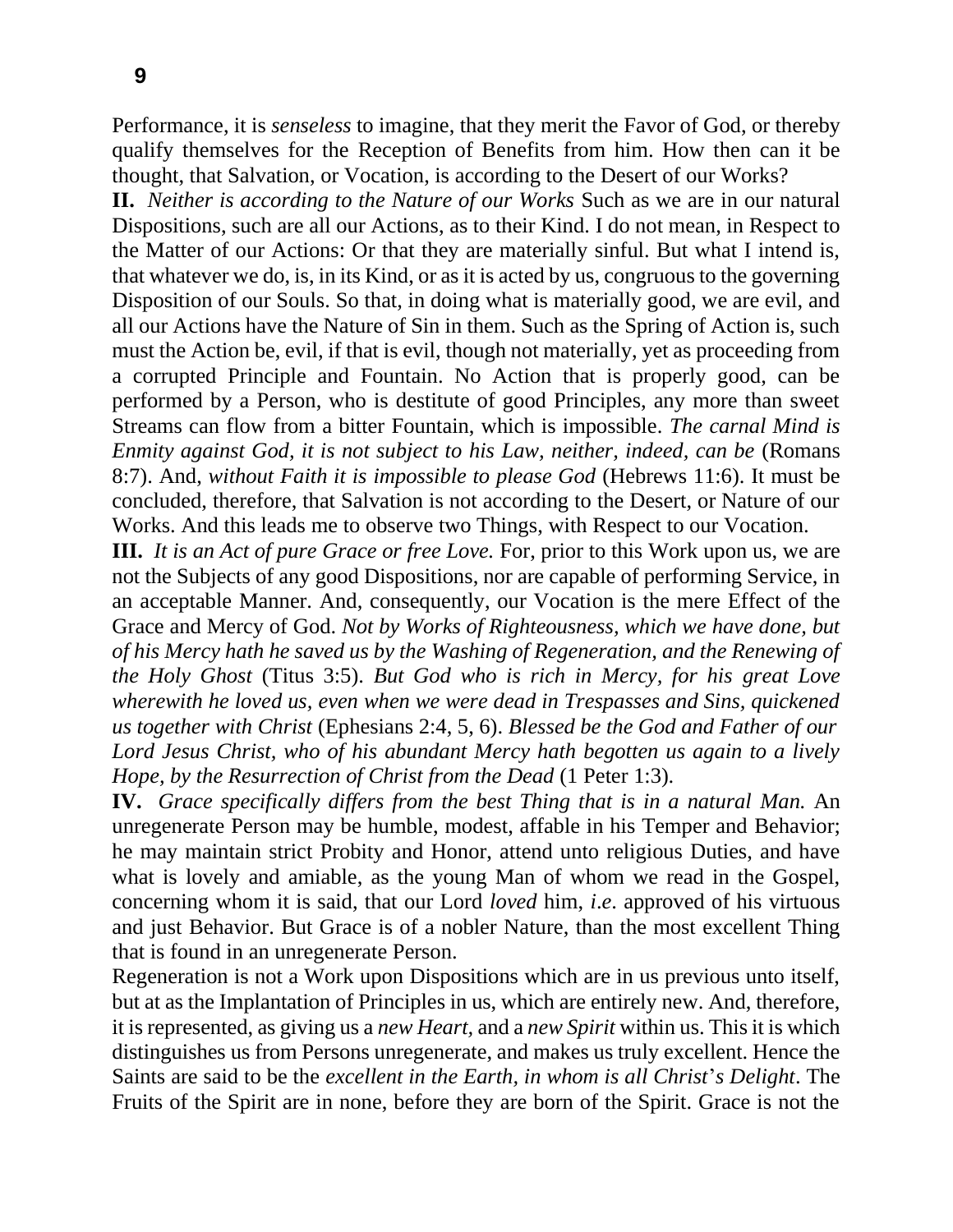Performance, it is *senseless* to imagine, that they merit the Favor of God, or thereby qualify themselves for the Reception of Benefits from him. How then can it be thought, that Salvation, or Vocation, is according to the Desert of our Works?

**II.** *Neither is according to the Nature of our Works* Such as we are in our natural Dispositions, such are all our Actions, as to their Kind. I do not mean, in Respect to the Matter of our Actions: Or that they are materially sinful. But what I intend is, that whatever we do, is, in its Kind, or as it is acted by us, congruous to the governing Disposition of our Souls. So that, in doing what is materially good, we are evil, and all our Actions have the Nature of Sin in them. Such as the Spring of Action is, such must the Action be, evil, if that is evil, though not materially, yet as proceeding from a corrupted Principle and Fountain. No Action that is properly good, can be performed by a Person, who is destitute of good Principles, any more than sweet Streams can flow from a bitter Fountain, which is impossible. *The carnal Mind is Enmity against God, it is not subject to his Law, neither, indeed, can be* (Romans 8:7). And, *without Faith it is impossible to please God* (Hebrews 11:6). It must be concluded, therefore, that Salvation is not according to the Desert, or Nature of our Works. And this leads me to observe two Things, with Respect to our Vocation.

**III.** *It is an Act of pure Grace or free Love.* For, prior to this Work upon us, we are not the Subjects of any good Dispositions, nor are capable of performing Service, in an acceptable Manner. And, consequently, our Vocation is the mere Effect of the Grace and Mercy of God. *Not by Works of Righteousness, which we have done, but of his Mercy hath he saved us by the Washing of Regeneration, and the Renewing of the Holy Ghost* (Titus 3:5). *But God who is rich in Mercy, for his great Love wherewith he loved us, even when we were dead in Trespasses and Sins, quickened us together with Christ* (Ephesians 2:4, 5, 6). *Blessed be the God and Father of our Lord Jesus Christ, who of his abundant Mercy hath begotten us again to a lively Hope, by the Resurrection of Christ from the Dead* (1 Peter 1:3).

**IV.** *Grace specifically differs from the best Thing that is in a natural Man.* An unregenerate Person may be humble, modest, affable in his Temper and Behavior; he may maintain strict Probity and Honor, attend unto religious Duties, and have what is lovely and amiable, as the young Man of whom we read in the Gospel, concerning whom it is said, that our Lord *loved* him, *i.e*. approved of his virtuous and just Behavior. But Grace is of a nobler Nature, than the most excellent Thing that is found in an unregenerate Person.

Regeneration is not a Work upon Dispositions which are in us previous unto itself, but at as the Implantation of Principles in us, which are entirely new. And, therefore, it is represented, as giving us a *new Heart*, and a *new Spirit* within us. This it is which distinguishes us from Persons unregenerate, and makes us truly excellent. Hence the Saints are said to be the *excellent in the Earth, in whom is all Christ*'*s Delight*. The Fruits of the Spirit are in none, before they are born of the Spirit. Grace is not the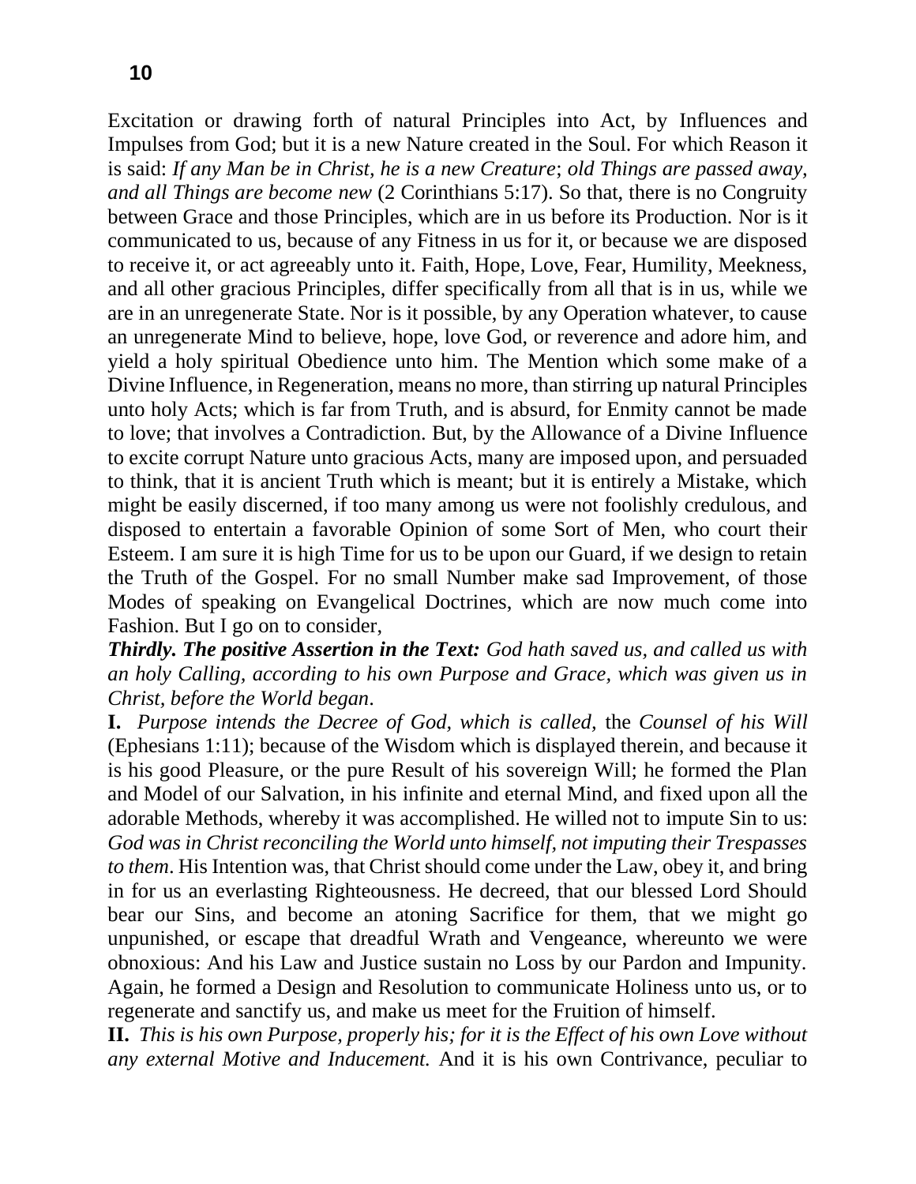Excitation or drawing forth of natural Principles into Act, by Influences and Impulses from God; but it is a new Nature created in the Soul. For which Reason it is said: *If any Man be in Christ, he is a new Creature*; *old Things are passed away, and all Things are become new* (2 Corinthians 5:17). So that, there is no Congruity between Grace and those Principles, which are in us before its Production. Nor is it communicated to us, because of any Fitness in us for it, or because we are disposed to receive it, or act agreeably unto it. Faith, Hope, Love, Fear, Humility, Meekness, and all other gracious Principles, differ specifically from all that is in us, while we are in an unregenerate State. Nor is it possible, by any Operation whatever, to cause an unregenerate Mind to believe, hope, love God, or reverence and adore him, and yield a holy spiritual Obedience unto him. The Mention which some make of a Divine Influence, in Regeneration, means no more, than stirring up natural Principles unto holy Acts; which is far from Truth, and is absurd, for Enmity cannot be made to love; that involves a Contradiction. But, by the Allowance of a Divine Influence to excite corrupt Nature unto gracious Acts, many are imposed upon, and persuaded to think, that it is ancient Truth which is meant; but it is entirely a Mistake, which might be easily discerned, if too many among us were not foolishly credulous, and disposed to entertain a favorable Opinion of some Sort of Men, who court their Esteem. I am sure it is high Time for us to be upon our Guard, if we design to retain the Truth of the Gospel. For no small Number make sad Improvement, of those Modes of speaking on Evangelical Doctrines, which are now much come into Fashion. But I go on to consider,

***Thirdly. The positive Assertion in the Text:*** *God hath saved us, and called us with an holy Calling, according to his own Purpose and Grace, which was given us in Christ, before the World began*.

**I.** *Purpose intends the Decree of God, which is called,* the *Counsel of his Will* (Ephesians 1:11); because of the Wisdom which is displayed therein, and because it is his good Pleasure, or the pure Result of his sovereign Will; he formed the Plan and Model of our Salvation, in his infinite and eternal Mind, and fixed upon all the adorable Methods, whereby it was accomplished. He willed not to impute Sin to us: *God was in Christ reconciling the World unto himself, not imputing their Trespasses to them*. His Intention was, that Christ should come under the Law, obey it, and bring in for us an everlasting Righteousness. He decreed, that our blessed Lord Should bear our Sins, and become an atoning Sacrifice for them, that we might go unpunished, or escape that dreadful Wrath and Vengeance, whereunto we were obnoxious: And his Law and Justice sustain no Loss by our Pardon and Impunity. Again, he formed a Design and Resolution to communicate Holiness unto us, or to regenerate and sanctify us, and make us meet for the Fruition of himself.

**II.** *This is his own Purpose, properly his; for it is the Effect of his own Love without any external Motive and Inducement.* And it is his own Contrivance, peculiar to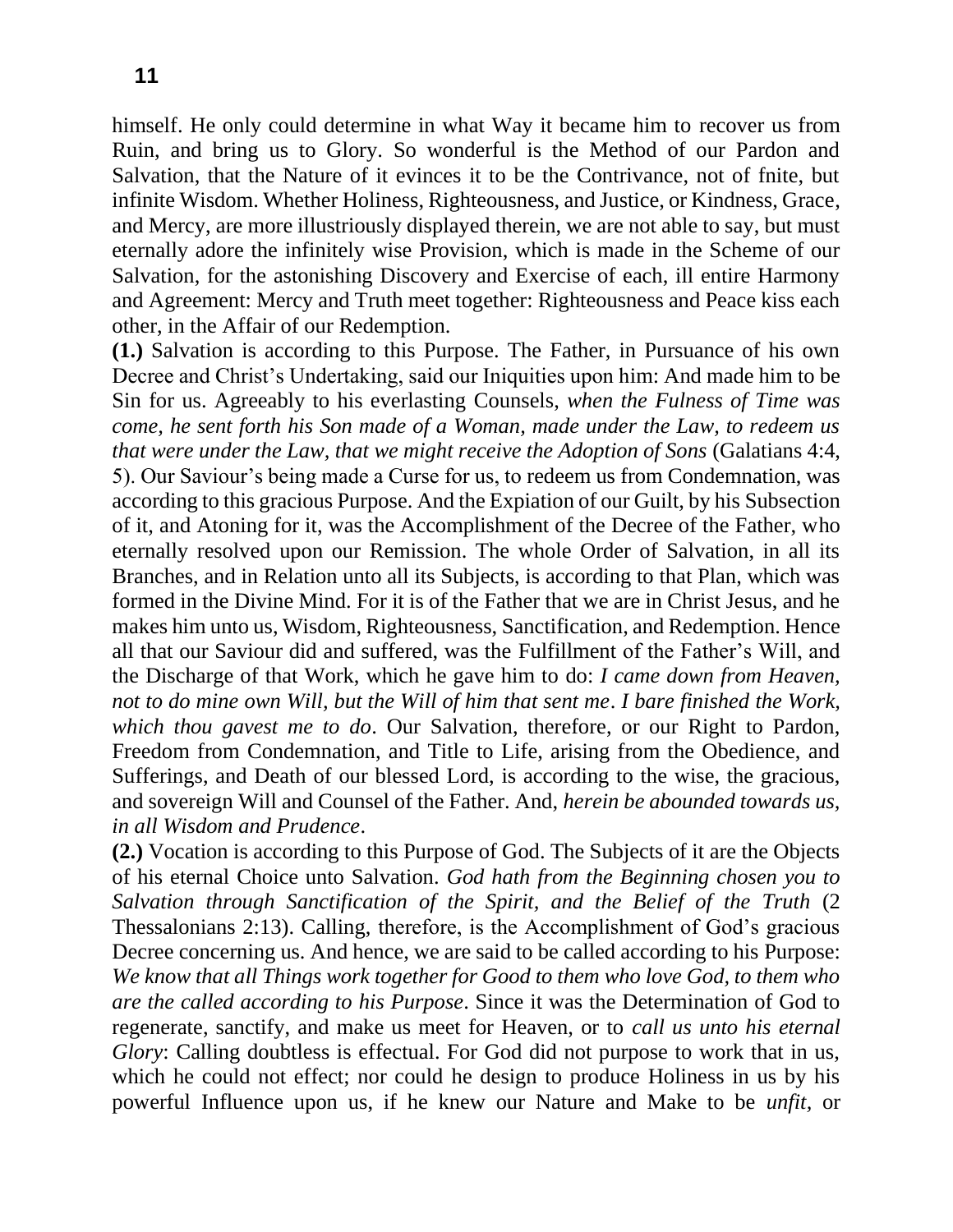himself. He only could determine in what Way it became him to recover us from Ruin, and bring us to Glory. So wonderful is the Method of our Pardon and Salvation, that the Nature of it evinces it to be the Contrivance, not of fnite, but infinite Wisdom. Whether Holiness, Righteousness, and Justice, or Kindness, Grace, and Mercy, are more illustriously displayed therein, we are not able to say, but must eternally adore the infinitely wise Provision, which is made in the Scheme of our Salvation, for the astonishing Discovery and Exercise of each, ill entire Harmony and Agreement: Mercy and Truth meet together: Righteousness and Peace kiss each other, in the Affair of our Redemption.

**(1.)** Salvation is according to this Purpose. The Father, in Pursuance of his own Decree and Christ's Undertaking, said our Iniquities upon him: And made him to be Sin for us. Agreeably to his everlasting Counsels, *when the Fulness of Time was come, he sent forth his Son made of a Woman, made under the Law, to redeem us that were under the Law, that we might receive the Adoption of Sons* (Galatians 4:4, 5). Our Saviour's being made a Curse for us, to redeem us from Condemnation, was according to this gracious Purpose. And the Expiation of our Guilt, by his Subsection of it, and Atoning for it, was the Accomplishment of the Decree of the Father, who eternally resolved upon our Remission. The whole Order of Salvation, in all its Branches, and in Relation unto all its Subjects, is according to that Plan, which was formed in the Divine Mind. For it is of the Father that we are in Christ Jesus, and he makes him unto us, Wisdom, Righteousness, Sanctification, and Redemption. Hence all that our Saviour did and suffered, was the Fulfillment of the Father's Will, and the Discharge of that Work, which he gave him to do: *I came down from Heaven, not to do mine own Will, but the Will of him that sent me*. *I bare finished the Work, which thou gavest me to do*. Our Salvation, therefore, or our Right to Pardon, Freedom from Condemnation, and Title to Life, arising from the Obedience, and Sufferings, and Death of our blessed Lord, is according to the wise, the gracious, and sovereign Will and Counsel of the Father. And, *herein be abounded towards us, in all Wisdom and Prudence*.

**(2.)** Vocation is according to this Purpose of God. The Subjects of it are the Objects of his eternal Choice unto Salvation. *God hath from the Beginning chosen you to Salvation through Sanctification of the Spirit, and the Belief of the Truth* (2 Thessalonians 2:13). Calling, therefore, is the Accomplishment of God's gracious Decree concerning us. And hence, we are said to be called according to his Purpose: *We know that all Things work together for Good to them who love God, to them who are the called according to his Purpose*. Since it was the Determination of God to regenerate, sanctify, and make us meet for Heaven, or to *call us unto his eternal Glory*: Calling doubtless is effectual. For God did not purpose to work that in us, which he could not effect; nor could he design to produce Holiness in us by his powerful Influence upon us, if he knew our Nature and Make to be *unfit*, or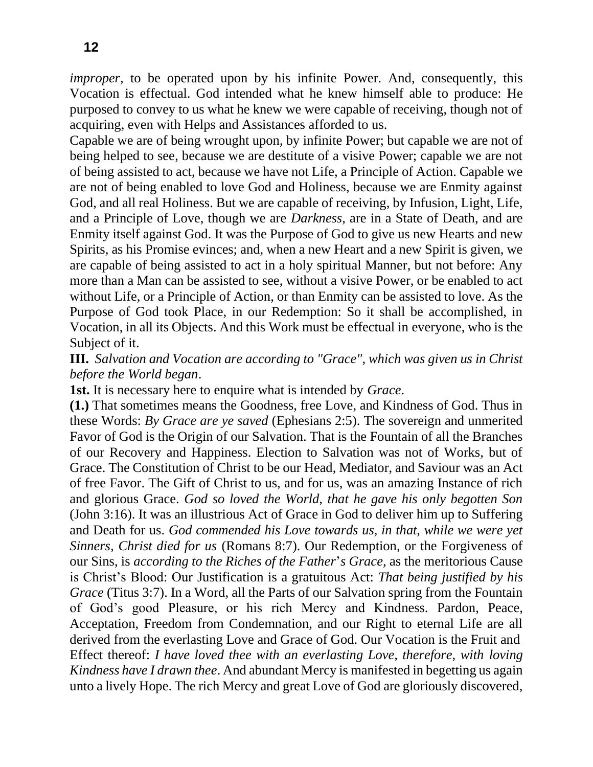*improper*, to be operated upon by his infinite Power. And, consequently, this Vocation is effectual. God intended what he knew himself able to produce: He purposed to convey to us what he knew we were capable of receiving, though not of acquiring, even with Helps and Assistances afforded to us.

Capable we are of being wrought upon, by infinite Power; but capable we are not of being helped to see, because we are destitute of a visive Power; capable we are not of being assisted to act, because we have not Life, a Principle of Action. Capable we are not of being enabled to love God and Holiness, because we are Enmity against God, and all real Holiness. But we are capable of receiving, by Infusion, Light, Life, and a Principle of Love, though we are *Darkness*, are in a State of Death, and are Enmity itself against God. It was the Purpose of God to give us new Hearts and new Spirits, as his Promise evinces; and, when a new Heart and a new Spirit is given, we are capable of being assisted to act in a holy spiritual Manner, but not before: Any more than a Man can be assisted to see, without a visive Power, or be enabled to act without Life, or a Principle of Action, or than Enmity can be assisted to love. As the Purpose of God took Place, in our Redemption: So it shall be accomplished, in Vocation, in all its Objects. And this Work must be effectual in everyone, who is the Subject of it.

**III.** *Salvation and Vocation are according to "Grace", which was given us in Christ before the World began*.

**1st.** It is necessary here to enquire what is intended by *Grace*.

**(1.)** That sometimes means the Goodness, free Love, and Kindness of God. Thus in these Words: *By Grace are ye saved* (Ephesians 2:5). The sovereign and unmerited Favor of God is the Origin of our Salvation. That is the Fountain of all the Branches of our Recovery and Happiness. Election to Salvation was not of Works, but of Grace. The Constitution of Christ to be our Head, Mediator, and Saviour was an Act of free Favor. The Gift of Christ to us, and for us, was an amazing Instance of rich and glorious Grace. *God so loved the World, that he gave his only begotten Son* (John 3:16). It was an illustrious Act of Grace in God to deliver him up to Suffering and Death for us. *God commended his Love towards us, in that, while we were yet Sinners, Christ died for us* (Romans 8:7). Our Redemption, or the Forgiveness of our Sins, is *according to the Riches of the Father*'*s Grace*, as the meritorious Cause is Christ's Blood: Our Justification is a gratuitous Act: *That being justified by his Grace* (Titus 3:7). In a Word, all the Parts of our Salvation spring from the Fountain of God's good Pleasure, or his rich Mercy and Kindness. Pardon, Peace, Acceptation, Freedom from Condemnation, and our Right to eternal Life are all derived from the everlasting Love and Grace of God. Our Vocation is the Fruit and Effect thereof: *I have loved thee with an everlasting Love, therefore, with loving Kindness have I drawn thee*. And abundant Mercy is manifested in begetting us again unto a lively Hope. The rich Mercy and great Love of God are gloriously discovered,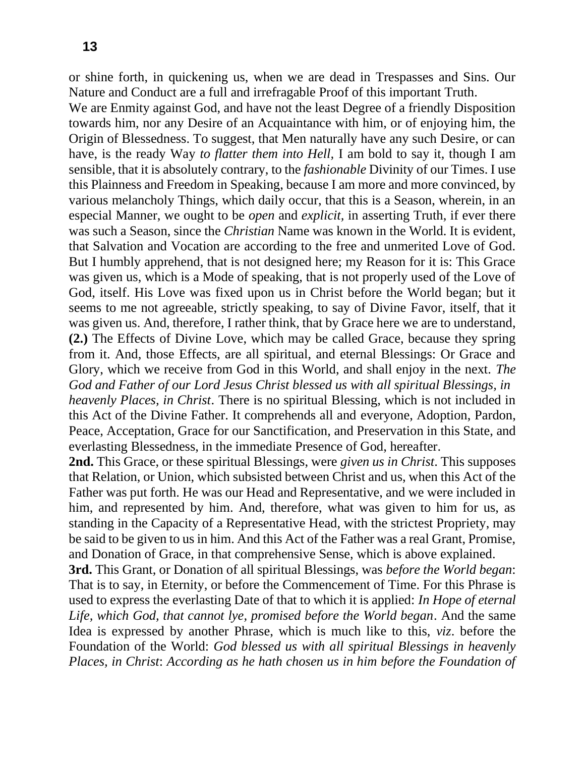or shine forth, in quickening us, when we are dead in Trespasses and Sins. Our Nature and Conduct are a full and irrefragable Proof of this important Truth.

We are Enmity against God, and have not the least Degree of a friendly Disposition towards him, nor any Desire of an Acquaintance with him, or of enjoying him, the Origin of Blessedness. To suggest, that Men naturally have any such Desire, or can have, is the ready Way *to flatter them into Hell,* I am bold to say it, though I am sensible, that it is absolutely contrary, to the *fashionable* Divinity of our Times. I use this Plainness and Freedom in Speaking, because I am more and more convinced, by various melancholy Things, which daily occur, that this is a Season, wherein, in an especial Manner, we ought to be *open* and *explicit,* in asserting Truth, if ever there was such a Season, since the *Christian* Name was known in the World. It is evident, that Salvation and Vocation are according to the free and unmerited Love of God. But I humbly apprehend, that is not designed here; my Reason for it is: This Grace was given us, which is a Mode of speaking, that is not properly used of the Love of God, itself. His Love was fixed upon us in Christ before the World began; but it seems to me not agreeable, strictly speaking, to say of Divine Favor, itself, that it was given us. And, therefore, I rather think, that by Grace here we are to understand, **(2.)** The Effects of Divine Love, which may be called Grace, because they spring from it. And, those Effects, are all spiritual, and eternal Blessings: Or Grace and Glory, which we receive from God in this World, and shall enjoy in the next. *The God and Father of our Lord Jesus Christ blessed us with all spiritual Blessings, in heavenly Places, in Christ*. There is no spiritual Blessing, which is not included in this Act of the Divine Father. It comprehends all and everyone, Adoption, Pardon, Peace, Acceptation, Grace for our Sanctification, and Preservation in this State, and everlasting Blessedness, in the immediate Presence of God, hereafter.

**2nd.** This Grace, or these spiritual Blessings, were *given us in Christ*. This supposes that Relation, or Union, which subsisted between Christ and us, when this Act of the Father was put forth. He was our Head and Representative, and we were included in him, and represented by him. And, therefore, what was given to him for us, as standing in the Capacity of a Representative Head, with the strictest Propriety, may be said to be given to us in him. And this Act of the Father was a real Grant, Promise, and Donation of Grace, in that comprehensive Sense, which is above explained.

**3rd.** This Grant, or Donation of all spiritual Blessings, was *before the World began*: That is to say, in Eternity, or before the Commencement of Time. For this Phrase is used to express the everlasting Date of that to which it is applied: *In Hope of eternal Life, which God, that cannot lye, promised before the World began*. And the same Idea is expressed by another Phrase, which is much like to this, *viz*. before the Foundation of the World: *God blessed us with all spiritual Blessings in heavenly Places, in Christ*: *According as he hath chosen us in him before the Foundation of*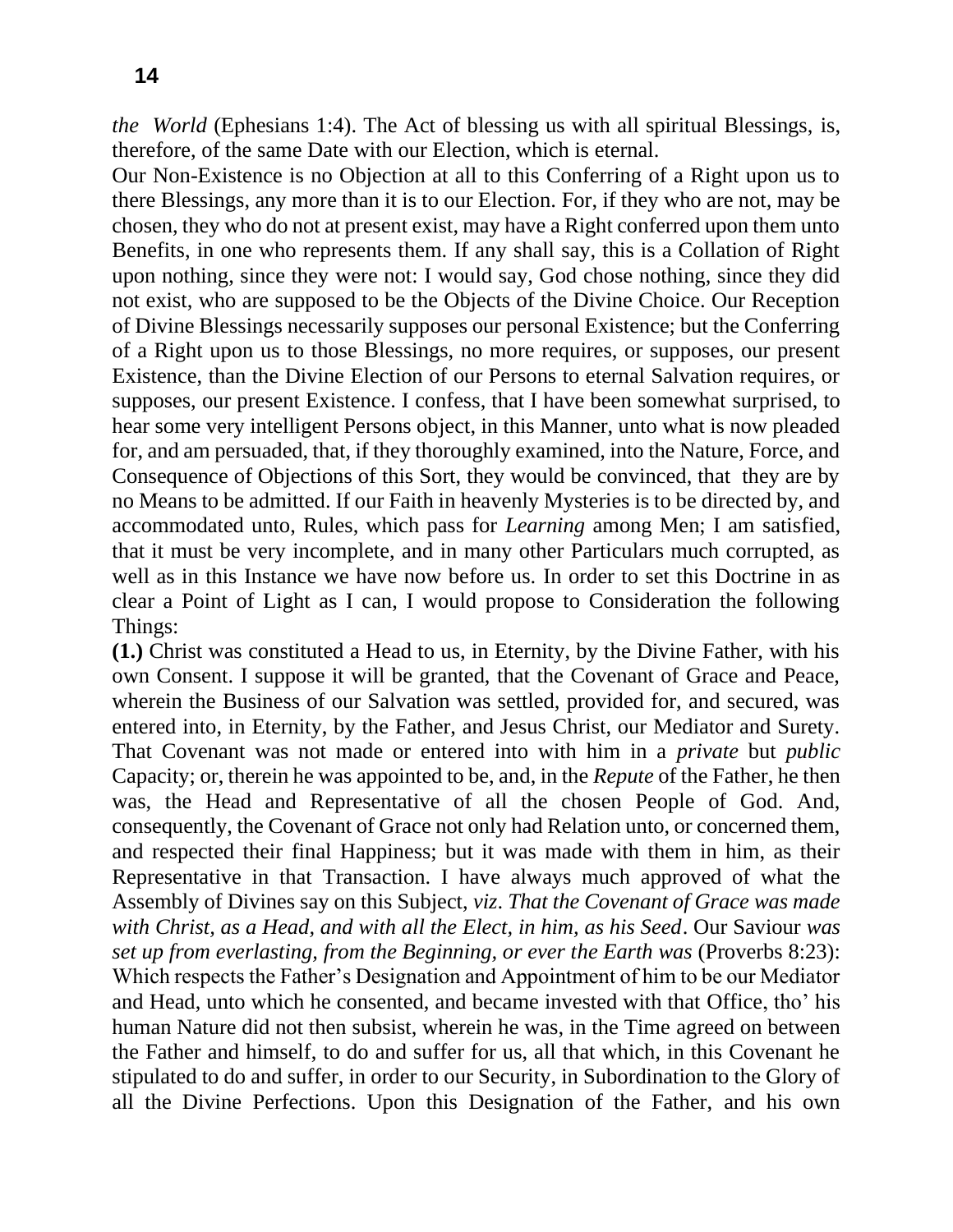*the World* (Ephesians 1:4). The Act of blessing us with all spiritual Blessings, is, therefore, of the same Date with our Election, which is eternal.

Our Non-Existence is no Objection at all to this Conferring of a Right upon us to there Blessings, any more than it is to our Election. For, if they who are not, may be chosen, they who do not at present exist, may have a Right conferred upon them unto Benefits, in one who represents them. If any shall say, this is a Collation of Right upon nothing, since they were not: I would say, God chose nothing, since they did not exist, who are supposed to be the Objects of the Divine Choice. Our Reception of Divine Blessings necessarily supposes our personal Existence; but the Conferring of a Right upon us to those Blessings, no more requires, or supposes, our present Existence, than the Divine Election of our Persons to eternal Salvation requires, or supposes, our present Existence. I confess, that I have been somewhat surprised, to hear some very intelligent Persons object, in this Manner, unto what is now pleaded for, and am persuaded, that, if they thoroughly examined, into the Nature, Force, and Consequence of Objections of this Sort, they would be convinced, that they are by no Means to be admitted. If our Faith in heavenly Mysteries is to be directed by, and accommodated unto, Rules, which pass for *Learning* among Men; I am satisfied, that it must be very incomplete, and in many other Particulars much corrupted, as well as in this Instance we have now before us. In order to set this Doctrine in as clear a Point of Light as I can, I would propose to Consideration the following Things:

**(1.)** Christ was constituted a Head to us, in Eternity, by the Divine Father, with his own Consent. I suppose it will be granted, that the Covenant of Grace and Peace, wherein the Business of our Salvation was settled, provided for, and secured, was entered into, in Eternity, by the Father, and Jesus Christ, our Mediator and Surety. That Covenant was not made or entered into with him in a *private* but *public* Capacity; or, therein he was appointed to be, and, in the *Repute* of the Father, he then was, the Head and Representative of all the chosen People of God. And, consequently, the Covenant of Grace not only had Relation unto, or concerned them, and respected their final Happiness; but it was made with them in him, as their Representative in that Transaction. I have always much approved of what the Assembly of Divines say on this Subject, *viz*. *That the Covenant of Grace was made with Christ, as a Head, and with all the Elect, in him, as his Seed*. Our Saviour *was set up from everlasting, from the Beginning, or ever the Earth was* (Proverbs 8:23): Which respects the Father's Designation and Appointment of him to be our Mediator and Head, unto which he consented, and became invested with that Office, tho' his human Nature did not then subsist, wherein he was, in the Time agreed on between the Father and himself, to do and suffer for us, all that which, in this Covenant he stipulated to do and suffer, in order to our Security, in Subordination to the Glory of all the Divine Perfections. Upon this Designation of the Father, and his own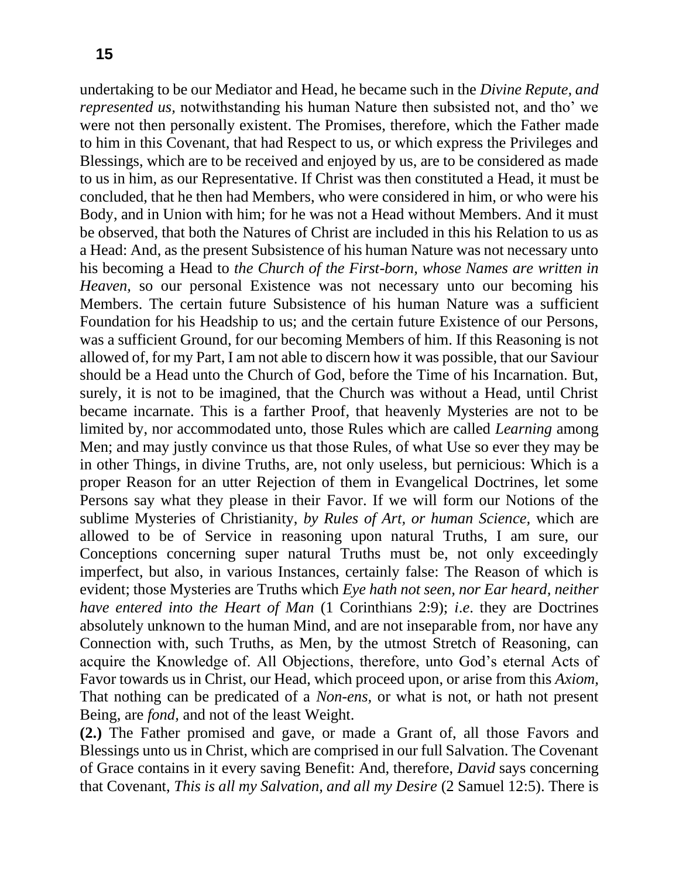undertaking to be our Mediator and Head, he became such in the *Divine Repute, and represented us,* notwithstanding his human Nature then subsisted not, and tho' we were not then personally existent. The Promises, therefore, which the Father made to him in this Covenant, that had Respect to us, or which express the Privileges and Blessings, which are to be received and enjoyed by us, are to be considered as made to us in him, as our Representative. If Christ was then constituted a Head, it must be concluded, that he then had Members, who were considered in him, or who were his Body, and in Union with him; for he was not a Head without Members. And it must be observed, that both the Natures of Christ are included in this his Relation to us as a Head: And, as the present Subsistence of his human Nature was not necessary unto his becoming a Head to *the Church of the First-born, whose Names are written in Heaven,* so our personal Existence was not necessary unto our becoming his Members. The certain future Subsistence of his human Nature was a sufficient Foundation for his Headship to us; and the certain future Existence of our Persons, was a sufficient Ground, for our becoming Members of him. If this Reasoning is not allowed of, for my Part, I am not able to discern how it was possible, that our Saviour should be a Head unto the Church of God, before the Time of his Incarnation. But, surely, it is not to be imagined, that the Church was without a Head, until Christ became incarnate. This is a farther Proof, that heavenly Mysteries are not to be limited by, nor accommodated unto, those Rules which are called *Learning* among Men; and may justly convince us that those Rules, of what Use so ever they may be in other Things, in divine Truths, are, not only useless, but pernicious: Which is a proper Reason for an utter Rejection of them in Evangelical Doctrines, let some Persons say what they please in their Favor. If we will form our Notions of the sublime Mysteries of Christianity, *by Rules of Art, or human Science,* which are allowed to be of Service in reasoning upon natural Truths, I am sure, our Conceptions concerning super natural Truths must be, not only exceedingly imperfect, but also, in various Instances, certainly false: The Reason of which is evident; those Mysteries are Truths which *Eye hath not seen, nor Ear heard, neither have entered into the Heart of Man* (1 Corinthians 2:9); *i.e*. they are Doctrines absolutely unknown to the human Mind, and are not inseparable from, nor have any Connection with, such Truths, as Men, by the utmost Stretch of Reasoning, can acquire the Knowledge of. All Objections, therefore, unto God's eternal Acts of Favor towards us in Christ, our Head, which proceed upon, or arise from this *Axiom,* That nothing can be predicated of a *Non-ens,* or what is not, or hath not present Being, are *fond,* and not of the least Weight.

**(2.)** The Father promised and gave, or made a Grant of, all those Favors and Blessings unto us in Christ, which are comprised in our full Salvation. The Covenant of Grace contains in it every saving Benefit: And, therefore, *David* says concerning that Covenant, *This is all my Salvation, and all my Desire* (2 Samuel 12:5). There is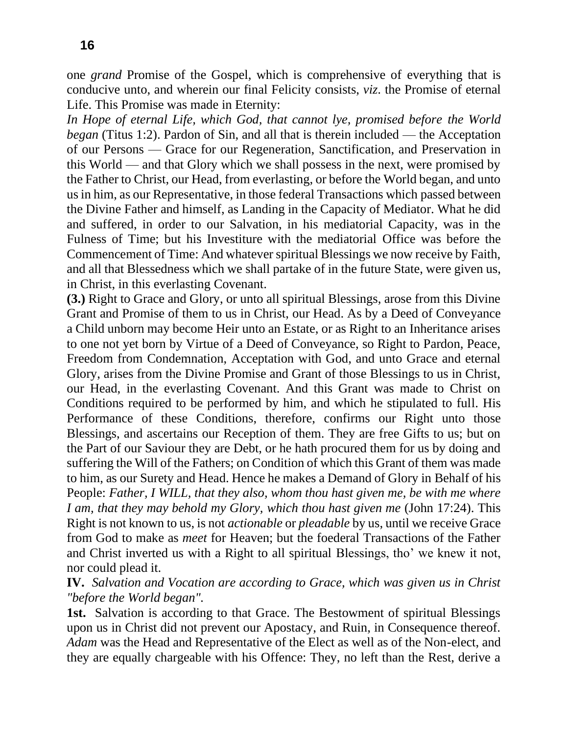one *grand* Promise of the Gospel, which is comprehensive of everything that is conducive unto, and wherein our final Felicity consists, *viz*. the Promise of eternal Life. This Promise was made in Eternity:

*In Hope of eternal Life, which God, that cannot lye, promised before the World began* (Titus 1:2). Pardon of Sin, and all that is therein included — the Acceptation of our Persons — Grace for our Regeneration, Sanctification, and Preservation in this World — and that Glory which we shall possess in the next, were promised by the Father to Christ, our Head, from everlasting, or before the World began, and unto us in him, as our Representative, in those federal Transactions which passed between the Divine Father and himself, as Landing in the Capacity of Mediator. What he did and suffered, in order to our Salvation, in his mediatorial Capacity, was in the Fulness of Time; but his Investiture with the mediatorial Office was before the Commencement of Time: And whatever spiritual Blessings we now receive by Faith, and all that Blessedness which we shall partake of in the future State, were given us, in Christ, in this everlasting Covenant.

**(3.)** Right to Grace and Glory, or unto all spiritual Blessings, arose from this Divine Grant and Promise of them to us in Christ, our Head. As by a Deed of Conveyance a Child unborn may become Heir unto an Estate, or as Right to an Inheritance arises to one not yet born by Virtue of a Deed of Conveyance, so Right to Pardon, Peace, Freedom from Condemnation, Acceptation with God, and unto Grace and eternal Glory, arises from the Divine Promise and Grant of those Blessings to us in Christ, our Head, in the everlasting Covenant. And this Grant was made to Christ on Conditions required to be performed by him, and which he stipulated to full. His Performance of these Conditions, therefore, confirms our Right unto those Blessings, and ascertains our Reception of them. They are free Gifts to us; but on the Part of our Saviour they are Debt, or he hath procured them for us by doing and suffering the Will of the Fathers; on Condition of which this Grant of them was made to him, as our Surety and Head. Hence he makes a Demand of Glory in Behalf of his People: *Father, I WILL, that they also, whom thou hast given me, be with me where I am, that they may behold my Glory, which thou hast given me* (John 17:24). This Right is not known to us, is not *actionable* or *pleadable* by us, until we receive Grace from God to make as *meet* for Heaven; but the foederal Transactions of the Father and Christ inverted us with a Right to all spiritual Blessings, tho' we knew it not, nor could plead it.

**IV.** *Salvation and Vocation are according to Grace, which was given us in Christ "before the World began".*

**1st.** Salvation is according to that Grace. The Bestowment of spiritual Blessings upon us in Christ did not prevent our Apostacy, and Ruin, in Consequence thereof. *Adam* was the Head and Representative of the Elect as well as of the Non-elect, and they are equally chargeable with his Offence: They, no left than the Rest, derive a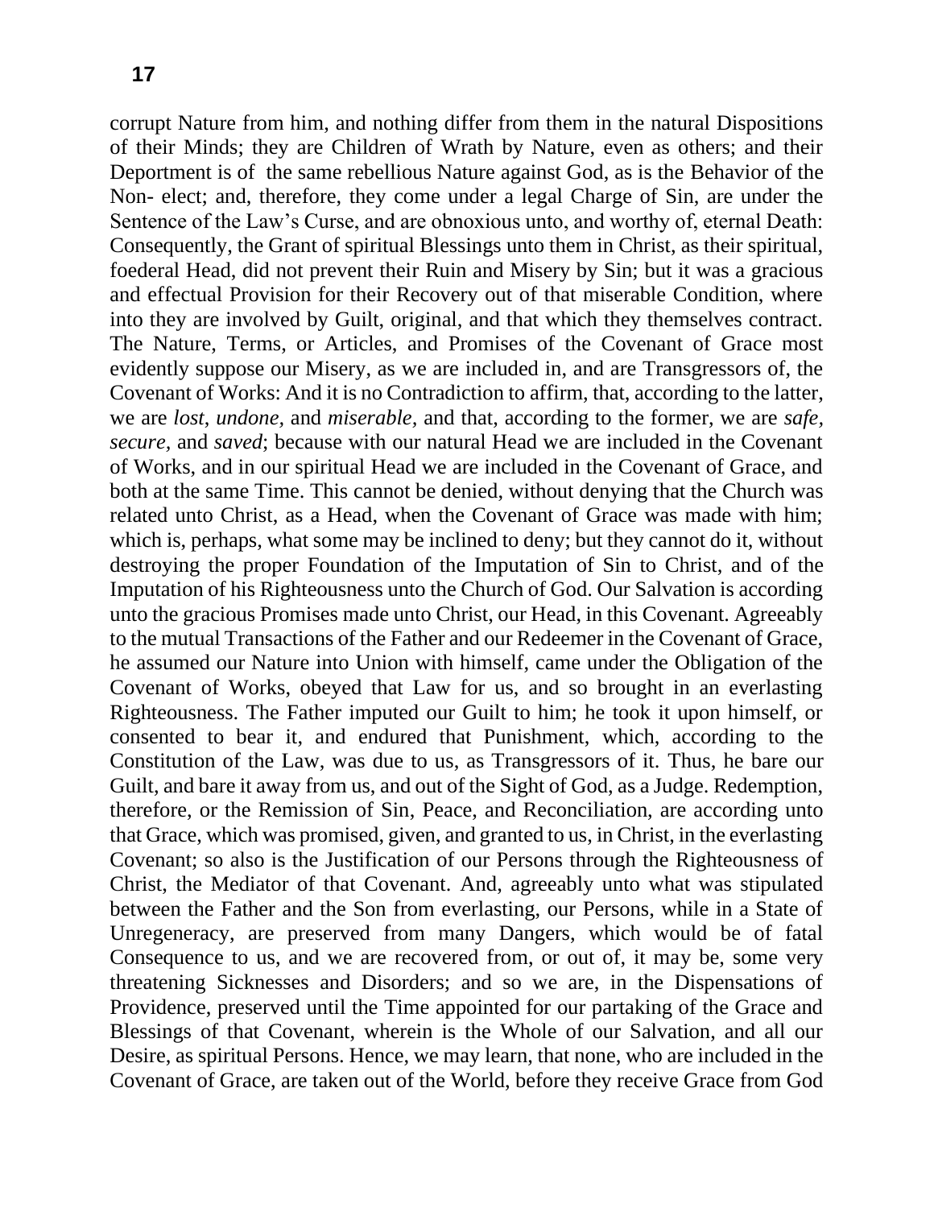corrupt Nature from him, and nothing differ from them in the natural Dispositions of their Minds; they are Children of Wrath by Nature, even as others; and their Deportment is of the same rebellious Nature against God, as is the Behavior of the Non- elect; and, therefore, they come under a legal Charge of Sin, are under the Sentence of the Law's Curse, and are obnoxious unto, and worthy of, eternal Death: Consequently, the Grant of spiritual Blessings unto them in Christ, as their spiritual, foederal Head, did not prevent their Ruin and Misery by Sin; but it was a gracious and effectual Provision for their Recovery out of that miserable Condition, where into they are involved by Guilt, original, and that which they themselves contract. The Nature, Terms, or Articles, and Promises of the Covenant of Grace most evidently suppose our Misery, as we are included in, and are Transgressors of, the Covenant of Works: And it is no Contradiction to affirm, that, according to the latter, we are *lost*, *undone*, and *miserable*, and that, according to the former, we are *safe, secure,* and *saved*; because with our natural Head we are included in the Covenant of Works, and in our spiritual Head we are included in the Covenant of Grace, and both at the same Time. This cannot be denied, without denying that the Church was related unto Christ, as a Head, when the Covenant of Grace was made with him; which is, perhaps, what some may be inclined to deny; but they cannot do it, without destroying the proper Foundation of the Imputation of Sin to Christ, and of the Imputation of his Righteousness unto the Church of God. Our Salvation is according unto the gracious Promises made unto Christ, our Head, in this Covenant. Agreeably to the mutual Transactions of the Father and our Redeemer in the Covenant of Grace, he assumed our Nature into Union with himself, came under the Obligation of the Covenant of Works, obeyed that Law for us, and so brought in an everlasting Righteousness. The Father imputed our Guilt to him; he took it upon himself, or consented to bear it, and endured that Punishment, which, according to the Constitution of the Law, was due to us, as Transgressors of it. Thus, he bare our Guilt, and bare it away from us, and out of the Sight of God, as a Judge. Redemption, therefore, or the Remission of Sin, Peace, and Reconciliation, are according unto that Grace, which was promised, given, and granted to us, in Christ, in the everlasting Covenant; so also is the Justification of our Persons through the Righteousness of Christ, the Mediator of that Covenant. And, agreeably unto what was stipulated between the Father and the Son from everlasting, our Persons, while in a State of Unregeneracy, are preserved from many Dangers, which would be of fatal Consequence to us, and we are recovered from, or out of, it may be, some very threatening Sicknesses and Disorders; and so we are, in the Dispensations of Providence, preserved until the Time appointed for our partaking of the Grace and Blessings of that Covenant, wherein is the Whole of our Salvation, and all our Desire, as spiritual Persons. Hence, we may learn, that none, who are included in the Covenant of Grace, are taken out of the World, before they receive Grace from God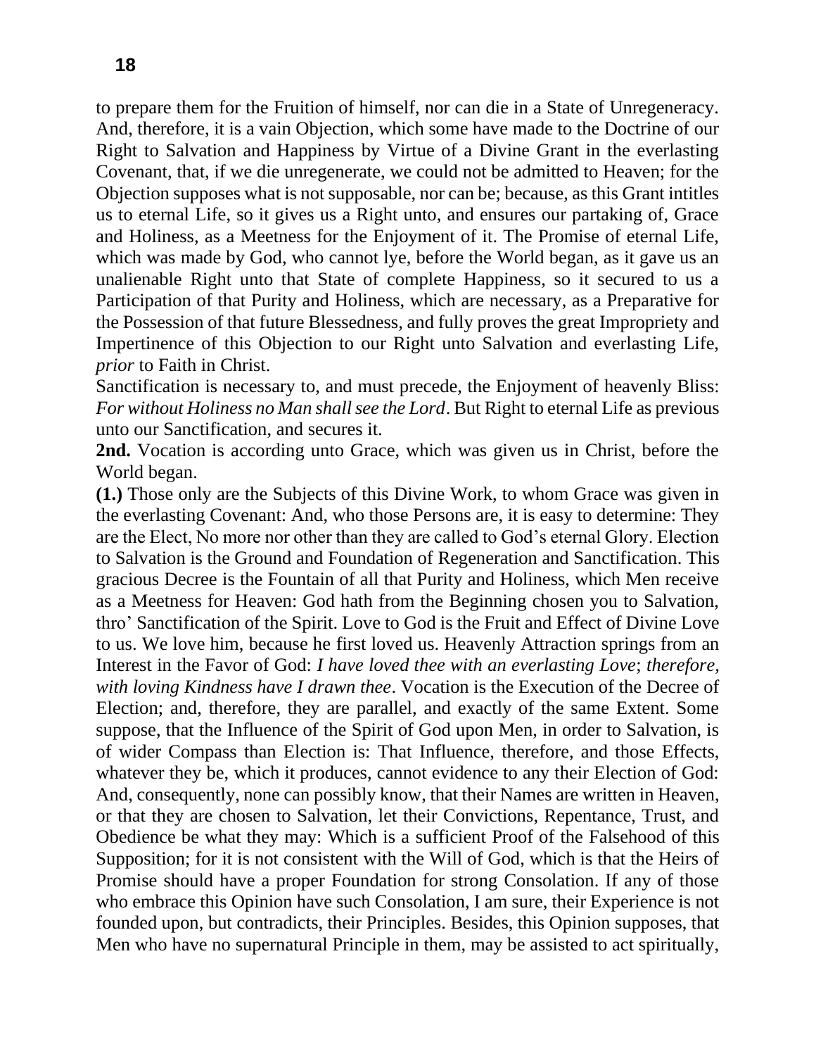to prepare them for the Fruition of himself, nor can die in a State of Unregeneracy. And, therefore, it is a vain Objection, which some have made to the Doctrine of our Right to Salvation and Happiness by Virtue of a Divine Grant in the everlasting Covenant, that, if we die unregenerate, we could not be admitted to Heaven; for the Objection supposes what is not supposable, nor can be; because, as this Grant intitles us to eternal Life, so it gives us a Right unto, and ensures our partaking of, Grace and Holiness, as a Meetness for the Enjoyment of it. The Promise of eternal Life, which was made by God, who cannot lye, before the World began, as it gave us an unalienable Right unto that State of complete Happiness, so it secured to us a Participation of that Purity and Holiness, which are necessary, as a Preparative for the Possession of that future Blessedness, and fully proves the great Impropriety and Impertinence of this Objection to our Right unto Salvation and everlasting Life, *prior* to Faith in Christ.

Sanctification is necessary to, and must precede, the Enjoyment of heavenly Bliss: *For without Holiness no Man shall see the Lord*. But Right to eternal Life as previous unto our Sanctification, and secures it.

**2nd.** Vocation is according unto Grace, which was given us in Christ, before the World began.

**(1.)** Those only are the Subjects of this Divine Work, to whom Grace was given in the everlasting Covenant: And, who those Persons are, it is easy to determine: They are the Elect, No more nor other than they are called to God's eternal Glory. Election to Salvation is the Ground and Foundation of Regeneration and Sanctification. This gracious Decree is the Fountain of all that Purity and Holiness, which Men receive as a Meetness for Heaven: God hath from the Beginning chosen you to Salvation, thro' Sanctification of the Spirit. Love to God is the Fruit and Effect of Divine Love to us. We love him, because he first loved us. Heavenly Attraction springs from an Interest in the Favor of God: *I have loved thee with an everlasting Love*; *therefore, with loving Kindness have I drawn thee*. Vocation is the Execution of the Decree of Election; and, therefore, they are parallel, and exactly of the same Extent. Some suppose, that the Influence of the Spirit of God upon Men, in order to Salvation, is of wider Compass than Election is: That Influence, therefore, and those Effects, whatever they be, which it produces, cannot evidence to any their Election of God: And, consequently, none can possibly know, that their Names are written in Heaven, or that they are chosen to Salvation, let their Convictions, Repentance, Trust, and Obedience be what they may: Which is a sufficient Proof of the Falsehood of this Supposition; for it is not consistent with the Will of God, which is that the Heirs of Promise should have a proper Foundation for strong Consolation. If any of those who embrace this Opinion have such Consolation, I am sure, their Experience is not founded upon, but contradicts, their Principles. Besides, this Opinion supposes, that Men who have no supernatural Principle in them, may be assisted to act spiritually,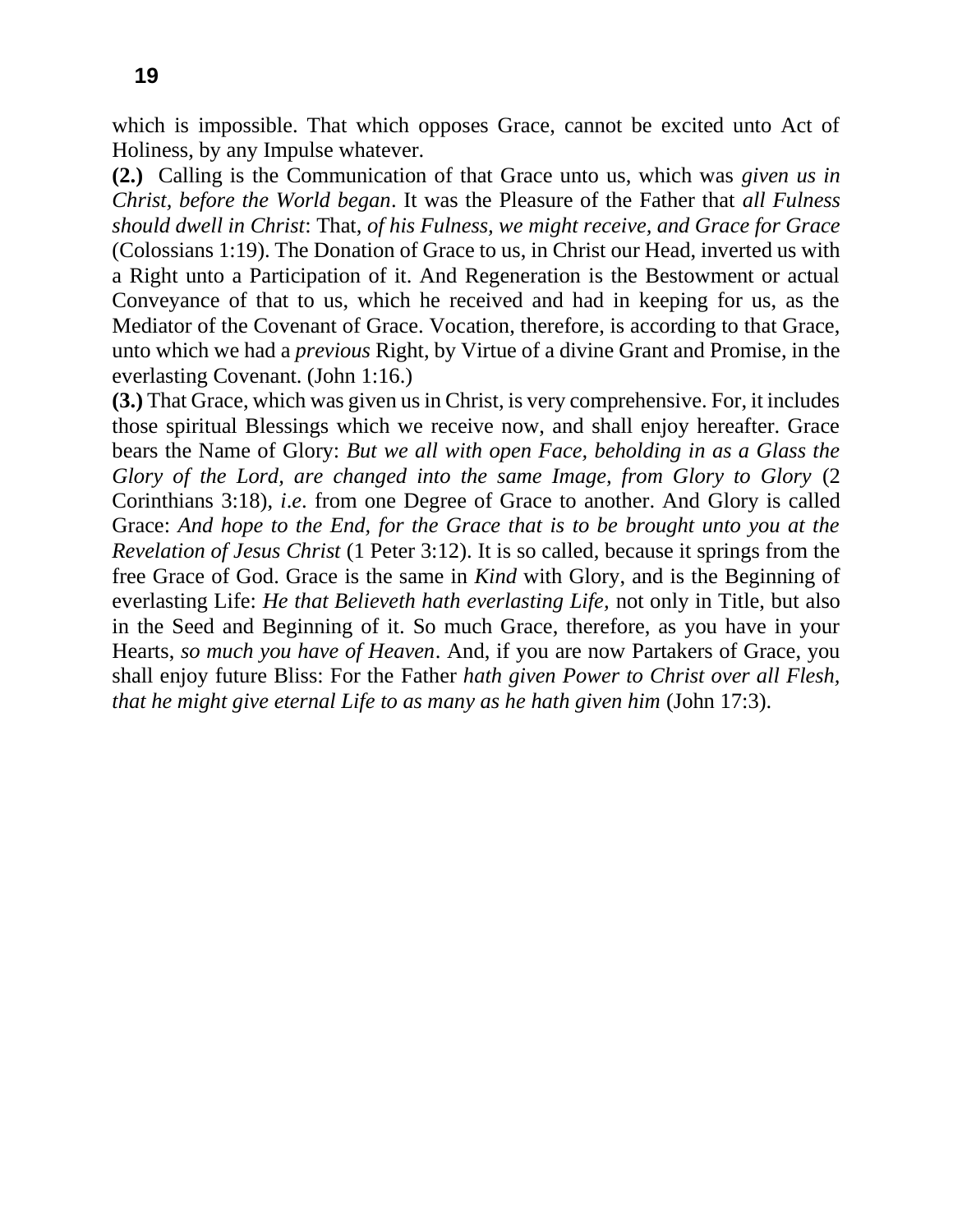which is impossible. That which opposes Grace, cannot be excited unto Act of Holiness, by any Impulse whatever.

**(2.)** Calling is the Communication of that Grace unto us, which was *given us in Christ, before the World began*. It was the Pleasure of the Father that *all Fulness should dwell in Christ*: That, *of his Fulness, we might receive, and Grace for Grace* (Colossians 1:19). The Donation of Grace to us, in Christ our Head, inverted us with a Right unto a Participation of it. And Regeneration is the Bestowment or actual Conveyance of that to us, which he received and had in keeping for us, as the Mediator of the Covenant of Grace. Vocation, therefore, is according to that Grace, unto which we had a *previous* Right, by Virtue of a divine Grant and Promise, in the everlasting Covenant. (John 1:16.)

**(3.)** That Grace, which was given us in Christ, is very comprehensive. For, it includes those spiritual Blessings which we receive now, and shall enjoy hereafter. Grace bears the Name of Glory: *But we all with open Face, beholding in as a Glass the Glory of the Lord, are changed into the same Image, from Glory to Glory* (2 Corinthians 3:18), *i.e*. from one Degree of Grace to another. And Glory is called Grace: *And hope to the End, for the Grace that is to be brought unto you at the Revelation of Jesus Christ* (1 Peter 3:12). It is so called, because it springs from the free Grace of God. Grace is the same in *Kind* with Glory, and is the Beginning of everlasting Life: *He that Believeth hath everlasting Life,* not only in Title, but also in the Seed and Beginning of it. So much Grace, therefore, as you have in your Hearts, *so much you have of Heaven*. And, if you are now Partakers of Grace, you shall enjoy future Bliss: For the Father *hath given Power to Christ over all Flesh, that he might give eternal Life to as many as he hath given him* (John 17:3).